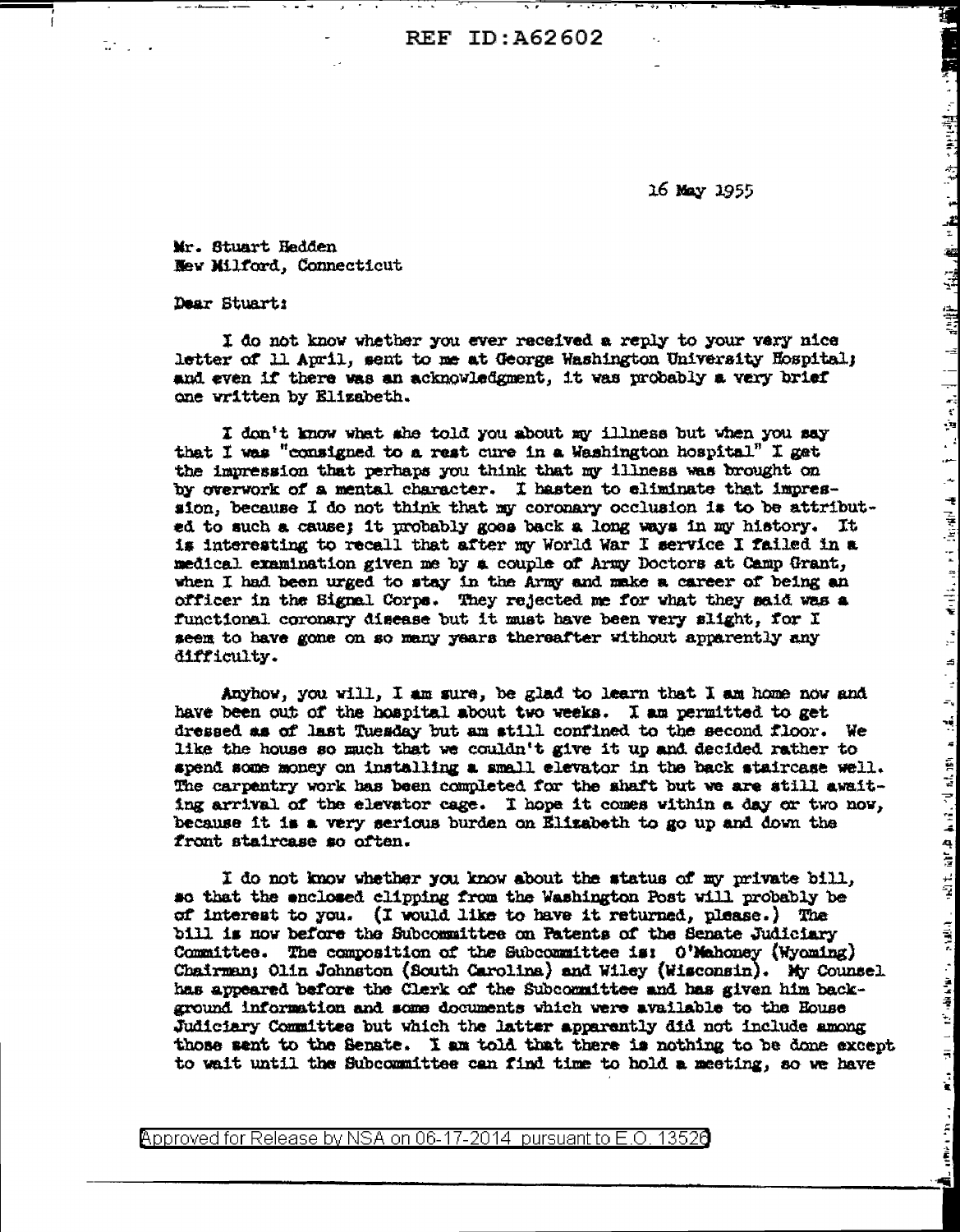16 May 1955

Mr. Stuart Hedden
New Milford, Connecticut

Dear Stuart:

I do not know whether you ever received a reply to your very nice letter of 11 April, sent to me at George Washington University Hospital; and even if there was an acknowledgment, it was probably a very brief one written by Elizabeth.

I don't know what she told you about my illness but when you say that I was "consigned to a rest cure in a Washington hospital" I get the impression that perhaps you think that my illness was brought on by overwork of a mental character. I hasten to eliminate that impression, because I do not think that my coronary occlusion is to be attributed to such a cause; it probably goes back a long ways in my history. It is interesting to recall that after my World War I service I failed in a medical examination given me by a couple of Army Doctors at Camp Grant, when I had been urged to stay in the Army and make a career of being an officer in the Signal Corps. They rejected me for what they said was a functional coronary disease but it must have been very slight, for I seem to have gone on so many years thereafter without apparently any difficulty.

Anyhow, you will, I am sure, be glad to learn that I am home now and have been out of the hospital about two weeks. I am permitted to get dressed as of last Tuesday but am still confined to the second floor. We like the house so much that we couldn't give it up and decided rather to spend some money on installing a small elevator in the back staircase well. The carpentry work has been completed for the shaft but we are still awaiting arrival of the elevator cage. I hope it comes within a day or two now, because it is a very serious burden on Elizabeth to go up and down the front staircase so often.

I do not know whether you know about the status of my private bill, so that the enclosed clipping from the Washington Post will probably be of interest to you. (I would like to have it returned, please.) The bill is now before the Subcommittee on Patents of the Senate Judiciary Committee. The composition of the Subcommittee is: O'Mahoney (Wyoming) Chairman; Olin Johnston (South Carolina) and Wiley (Wisconsin). My Counsel has appeared before the Clerk of the Subcommittee and has given him background information and some documents which were available to the House Judiciary Committee but which the latter apparently did not include among those sent to the Senate. I am told that there is nothing to be done except to wait until the Subcommittee can find time to hold a meeting, so we have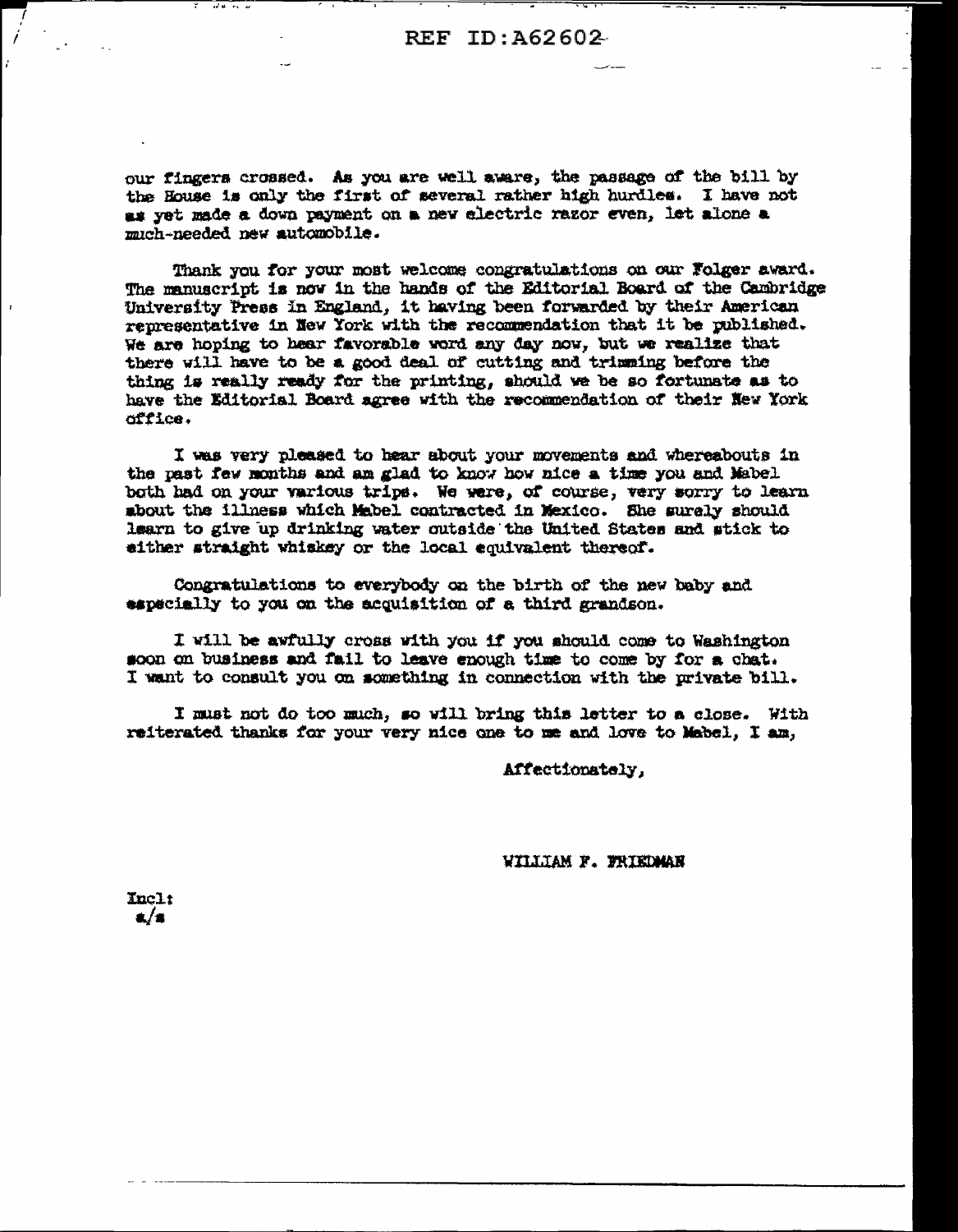our fingers crossed. As you are well aware, the passage of the bill by the House is only the first of several rather high hurdles. I have not as yet made a down payment on a new electric razor even, let alone a much-needed new automobile.

Thank you for your most welcome congratulations on our Folger award. The manuscript is now in the hands of the Editorial Board of the Cambridge University Press in England, it having been forwarded by their American representative in New York with the recommendation that it be published. We are hoping to hear favorable word any day now, but we realize that there will have to be a good deal of cutting and trimming before the thing is really ready for the printing, should we be so fortunate as to have the Editorial Board agree with the recommendation of their New York office.

I was very pleased to hear about your movements and whereabouts in the past few months and am glad to know how nice a time you and Mabel both had on your various trips. We were, of course, very sorry to learn about the illness which Mabel contracted in Mexico. She surely should learn to give up drinking water outside the United States and stick to either straight whiskey or the local equivalent thereof.

Congratulations to everybody on the birth of the new baby and especially to you on the acquisition of a third grandson.

I will be awfully cross with you if you should come to Washington soon on business and fail to leave enough time to come by for a chat. I want to consult you on something in connection with the private bill.

I must not do too much, so will bring this letter to a close. With reiterated thanks for your very nice one to me and love to Mabel, I am,

Affectionately,

WILLIAM F. FRIEDMAN

Incl:
a/s